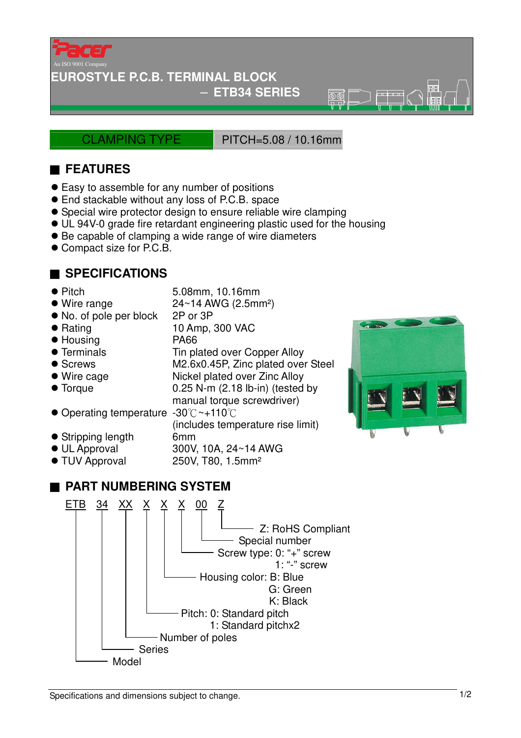Pacer

An ISO 9001 Company

# EUROSTYLE P.C.B. TERMINAL BLOCK – ETB34 SERIES

CLAMPING TYPE | PITCH=5.08 / 10.16mm

## FEATURES

- Easy to assemble for any number of positions
- End stackable without any loss of P.C.B. space
- Special wire protector design to ensure reliable wire clamping
- UL 94V-0 grade fire retardant engineering plastic used for the housing
- Be capable of clamping a wide range of wire diameters
- Compact size for P.C.B.

## SPECIFICATIONS

| | |
|---|---|
| Pitch | 5.08mm, 10.16mm |
| Wire range | 24~14 AWG (2.5mm²) |
| No. of pole per block | 2P or 3P |
| Rating | 10 Amp, 300 VAC |
| Housing | PA66 |
| Terminals | Tin plated over Copper Alloy |
| Screws | M2.6x0.45P, Zinc plated over Steel |
| Wire cage | Nickel plated over Zinc Alloy |
| Torque | 0.25 N-m (2.18 lb-in) (tested by manual torque screwdriver) |
| Operating temperature | -30℃~+110℃ (includes temperature rise limit) |
| Stripping length | 6mm |
| UL Approval | 300V, 10A, 24~14 AWG |
| TUV Approval | 250V, T80, 1.5mm² |

## PART NUMBERING SYSTEM

ETB 34 XX X X X 00 Z

- ETB: Model
- 34: Series
- XX: Number of poles
- X: Pitch: 0: Standard pitch; 1: Standard pitchx2
- X: Housing color: B: Blue; G: Green; K: Black
- X: Screw type: 0: "+" screw; 1: "-" screw
- 00: Special number
- Z: RoHS Compliant

Specifications and dimensions subject to change.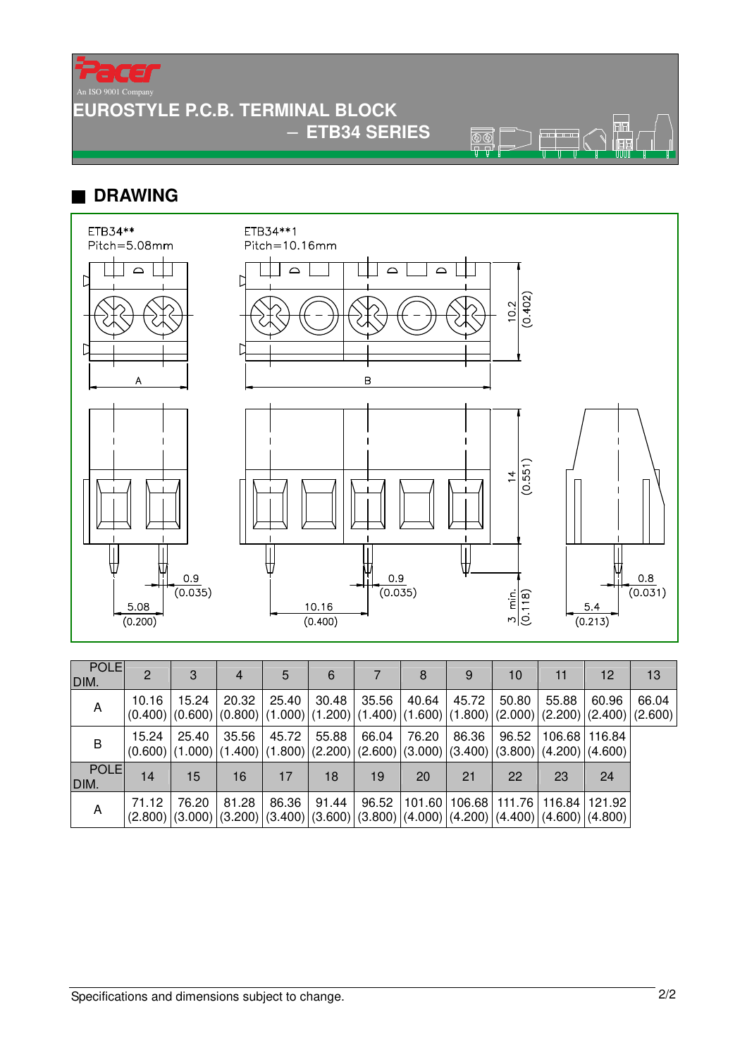# EUROSTYLE P.C.B. TERMINAL BLOCK

## – ETB34 SERIES

## ■ DRAWING

ETB34**
Pitch=5.08mm

ETB34**1
Pitch=10.16mm

A

B

10.2
(0.402)

14
(0.551)

0.9
(0.035)

5.08
(0.200)

0.9
(0.035)

10.16
(0.400)

3 min.
(0.118)

0.8
(0.031)

5.4
(0.213)

| POLE / DIM. | 2 | 3 | 4 | 5 | 6 | 7 | 8 | 9 | 10 | 11 | 12 | 13 |
|---|---|---|---|---|---|---|---|---|---|---|---|---|
| A | 10.16 (0.400) | 15.24 (0.600) | 20.32 (0.800) | 25.40 (1.000) | 30.48 (1.200) | 35.56 (1.400) | 40.64 (1.600) | 45.72 (1.800) | 50.80 (2.000) | 55.88 (2.200) | 60.96 (2.400) | 66.04 (2.600) |
| B | 15.24 (0.600) | 25.40 (1.000) | 35.56 (1.400) | 45.72 (1.800) | 55.88 (2.200) | 66.04 (2.600) | 76.20 (3.000) | 86.36 (3.400) | 96.52 (3.800) | 106.68 (4.200) | 116.84 (4.600) | |
| POLE / DIM. | 14 | 15 | 16 | 17 | 18 | 19 | 20 | 21 | 22 | 23 | 24 | |
| A | 71.12 (2.800) | 76.20 (3.000) | 81.28 (3.200) | 86.36 (3.400) | 91.44 (3.600) | 96.52 (3.800) | 101.60 (4.000) | 106.68 (4.200) | 111.76 (4.400) | 116.84 (4.600) | 121.92 (4.800) | |

Specifications and dimensions subject to change.